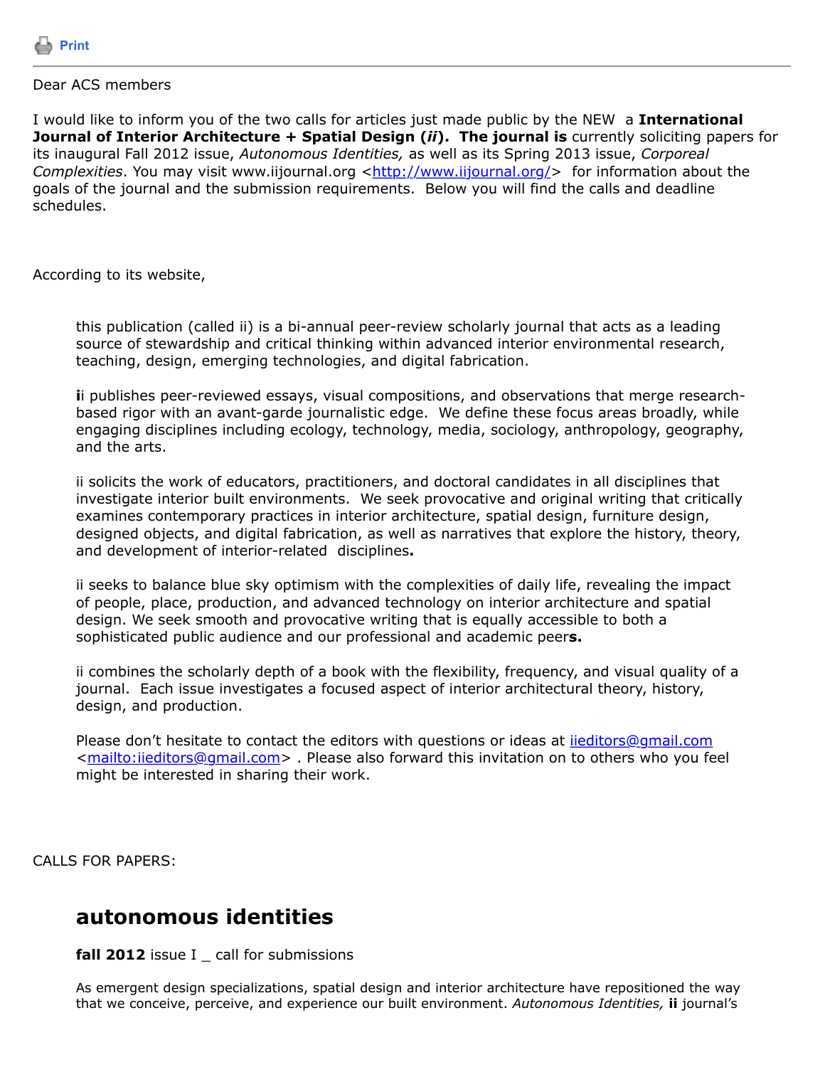Print

---

Dear ACS members

I would like to inform you of the two calls for articles just made public by the NEW a **International Journal of Interior Architecture + Spatial Design (*ii*). The journal is** currently soliciting papers for its inaugural Fall 2012 issue, *Autonomous Identities,* as well as its Spring 2013 issue, *Corporeal Complexities*. You may visit www.iijournal.org <http://www.iijournal.org/> for information about the goals of the journal and the submission requirements. Below you will find the calls and deadline schedules.

According to its website,

> this publication (called ii) is a bi-annual peer-review scholarly journal that acts as a leading source of stewardship and critical thinking within advanced interior environmental research, teaching, design, emerging technologies, and digital fabrication.
>
> **i**i publishes peer-reviewed essays, visual compositions, and observations that merge research-based rigor with an avant-garde journalistic edge. We define these focus areas broadly, while engaging disciplines including ecology, technology, media, sociology, anthropology, geography, and the arts.
>
> ii solicits the work of educators, practitioners, and doctoral candidates in all disciplines that investigate interior built environments. We seek provocative and original writing that critically examines contemporary practices in interior architecture, spatial design, furniture design, designed objects, and digital fabrication, as well as narratives that explore the history, theory, and development of interior-related disciplines**.**
>
> ii seeks to balance blue sky optimism with the complexities of daily life, revealing the impact of people, place, production, and advanced technology on interior architecture and spatial design. We seek smooth and provocative writing that is equally accessible to both a sophisticated public audience and our professional and academic peer**s.**
>
> ii combines the scholarly depth of a book with the flexibility, frequency, and visual quality of a journal. Each issue investigates a focused aspect of interior architectural theory, history, design, and production.
>
> Please don't hesitate to contact the editors with questions or ideas at iieditors@gmail.com <mailto:iieditors@gmail.com> . Please also forward this invitation on to others who you feel might be interested in sharing their work.

CALLS FOR PAPERS:

## autonomous identities

**fall 2012** issue I _ call for submissions

As emergent design specializations, spatial design and interior architecture have repositioned the way that we conceive, perceive, and experience our built environment. *Autonomous Identities,* **ii** journal's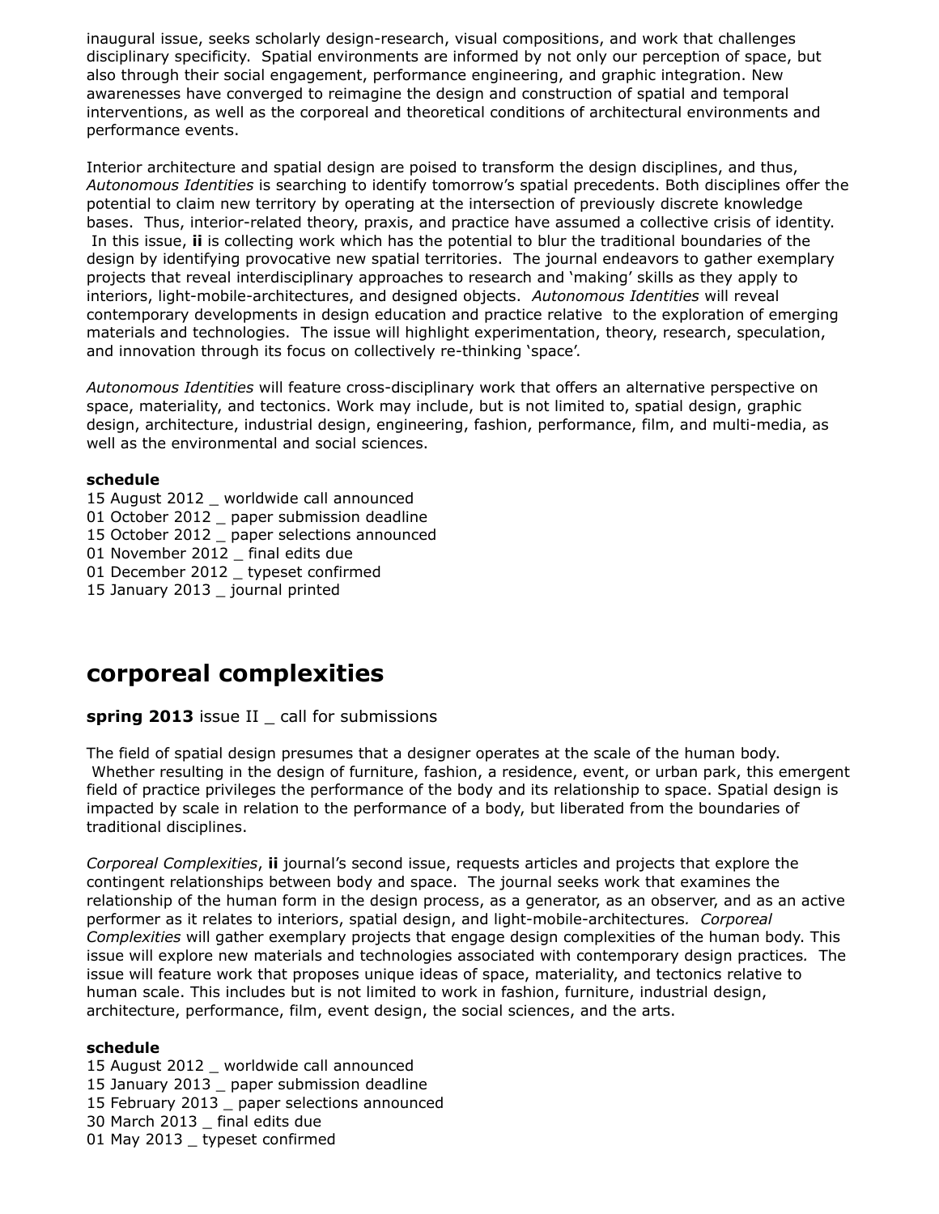inaugural issue, seeks scholarly design-research, visual compositions, and work that challenges disciplinary specificity. Spatial environments are informed by not only our perception of space, but also through their social engagement, performance engineering, and graphic integration. New awarenesses have converged to reimagine the design and construction of spatial and temporal interventions, as well as the corporeal and theoretical conditions of architectural environments and performance events.

Interior architecture and spatial design are poised to transform the design disciplines, and thus, *Autonomous Identities* is searching to identify tomorrow's spatial precedents. Both disciplines offer the potential to claim new territory by operating at the intersection of previously discrete knowledge bases. Thus, interior-related theory, praxis, and practice have assumed a collective crisis of identity. In this issue, **ii** is collecting work which has the potential to blur the traditional boundaries of the design by identifying provocative new spatial territories. The journal endeavors to gather exemplary projects that reveal interdisciplinary approaches to research and 'making' skills as they apply to interiors, light-mobile-architectures, and designed objects. *Autonomous Identities* will reveal contemporary developments in design education and practice relative to the exploration of emerging materials and technologies. The issue will highlight experimentation, theory, research, speculation, and innovation through its focus on collectively re-thinking 'space'.

*Autonomous Identities* will feature cross-disciplinary work that offers an alternative perspective on space, materiality, and tectonics. Work may include, but is not limited to, spatial design, graphic design, architecture, industrial design, engineering, fashion, performance, film, and multi-media, as well as the environmental and social sciences.

**schedule**
15 August 2012 _ worldwide call announced
01 October 2012 _ paper submission deadline
15 October 2012 _ paper selections announced
01 November 2012 _ final edits due
01 December 2012 _ typeset confirmed
15 January 2013 _ journal printed

## corporeal complexities

**spring 2013** issue II _ call for submissions

The field of spatial design presumes that a designer operates at the scale of the human body. Whether resulting in the design of furniture, fashion, a residence, event, or urban park, this emergent field of practice privileges the performance of the body and its relationship to space. Spatial design is impacted by scale in relation to the performance of a body, but liberated from the boundaries of traditional disciplines.

*Corporeal Complexities*, **ii** journal's second issue, requests articles and projects that explore the contingent relationships between body and space. The journal seeks work that examines the relationship of the human form in the design process, as a generator, as an observer, and as an active performer as it relates to interiors, spatial design, and light-mobile-architectures. *Corporeal Complexities* will gather exemplary projects that engage design complexities of the human body. This issue will explore new materials and technologies associated with contemporary design practices. The issue will feature work that proposes unique ideas of space, materiality, and tectonics relative to human scale. This includes but is not limited to work in fashion, furniture, industrial design, architecture, performance, film, event design, the social sciences, and the arts.

**schedule**
15 August 2012 _ worldwide call announced
15 January 2013 _ paper submission deadline
15 February 2013 _ paper selections announced
30 March 2013 _ final edits due
01 May 2013 _ typeset confirmed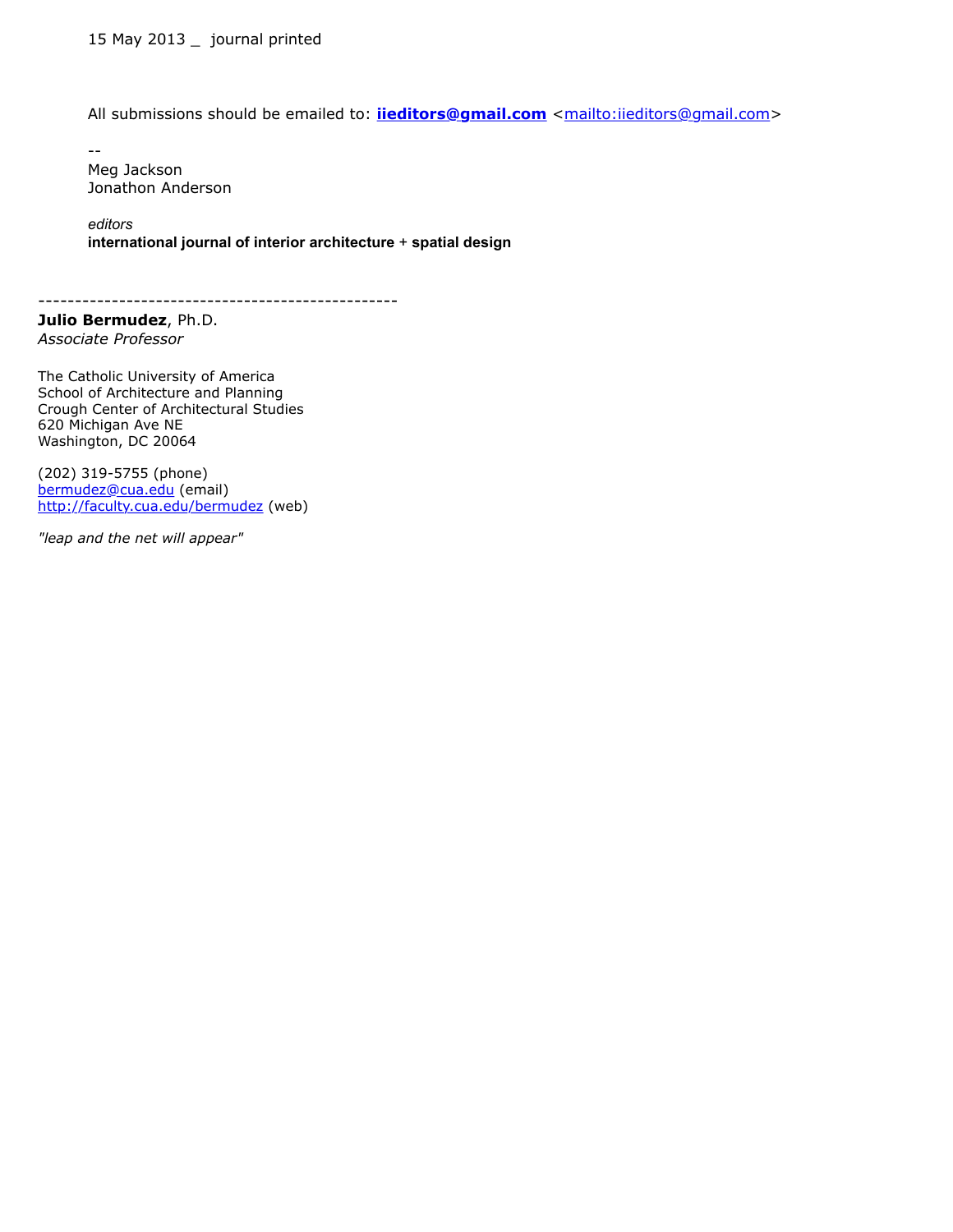15 May 2013 _  journal printed

All submissions should be emailed to: **iieditors@gmail.com** <mailto:iieditors@gmail.com>

--
Meg Jackson
Jonathon Anderson

*editors*
**international journal of interior architecture + spatial design**

-------------------------------------------------

**Julio Bermudez**, Ph.D.
*Associate Professor*

The Catholic University of America
School of Architecture and Planning
Crough Center of Architectural Studies
620 Michigan Ave NE
Washington, DC 20064

(202) 319-5755 (phone)
bermudez@cua.edu (email)
http://faculty.cua.edu/bermudez (web)

*"leap and the net will appear"*